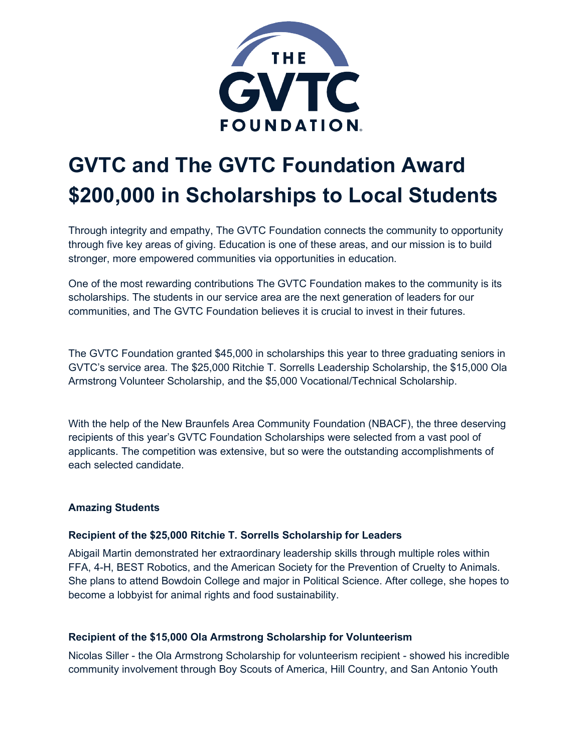THE GVTC FOUNDATION

# GVTC and The GVTC Foundation Award $200,000 in Scholarships to Local Students

Through integrity and empathy, The GVTC Foundation connects the community to opportunity through five key areas of giving. Education is one of these areas, and our mission is to build stronger, more empowered communities via opportunities in education.

One of the most rewarding contributions The GVTC Foundation makes to the community is its scholarships. The students in our service area are the next generation of leaders for our communities, and The GVTC Foundation believes it is crucial to invest in their futures.

The GVTC Foundation granted $45,000 in scholarships this year to three graduating seniors in GVTC's service area. The $25,000 Ritchie T. Sorrells Leadership Scholarship, the $15,000 Ola Armstrong Volunteer Scholarship, and the $5,000 Vocational/Technical Scholarship.

With the help of the New Braunfels Area Community Foundation (NBACF), the three deserving recipients of this year's GVTC Foundation Scholarships were selected from a vast pool of applicants. The competition was extensive, but so were the outstanding accomplishments of each selected candidate.

**Amazing Students**

**Recipient of the $25,000 Ritchie T. Sorrells Scholarship for Leaders**

Abigail Martin demonstrated her extraordinary leadership skills through multiple roles within FFA, 4-H, BEST Robotics, and the American Society for the Prevention of Cruelty to Animals. She plans to attend Bowdoin College and major in Political Science. After college, she hopes to become a lobbyist for animal rights and food sustainability.

**Recipient of the $15,000 Ola Armstrong Scholarship for Volunteerism**

Nicolas Siller - the Ola Armstrong Scholarship for volunteerism recipient - showed his incredible community involvement through Boy Scouts of America, Hill Country, and San Antonio Youth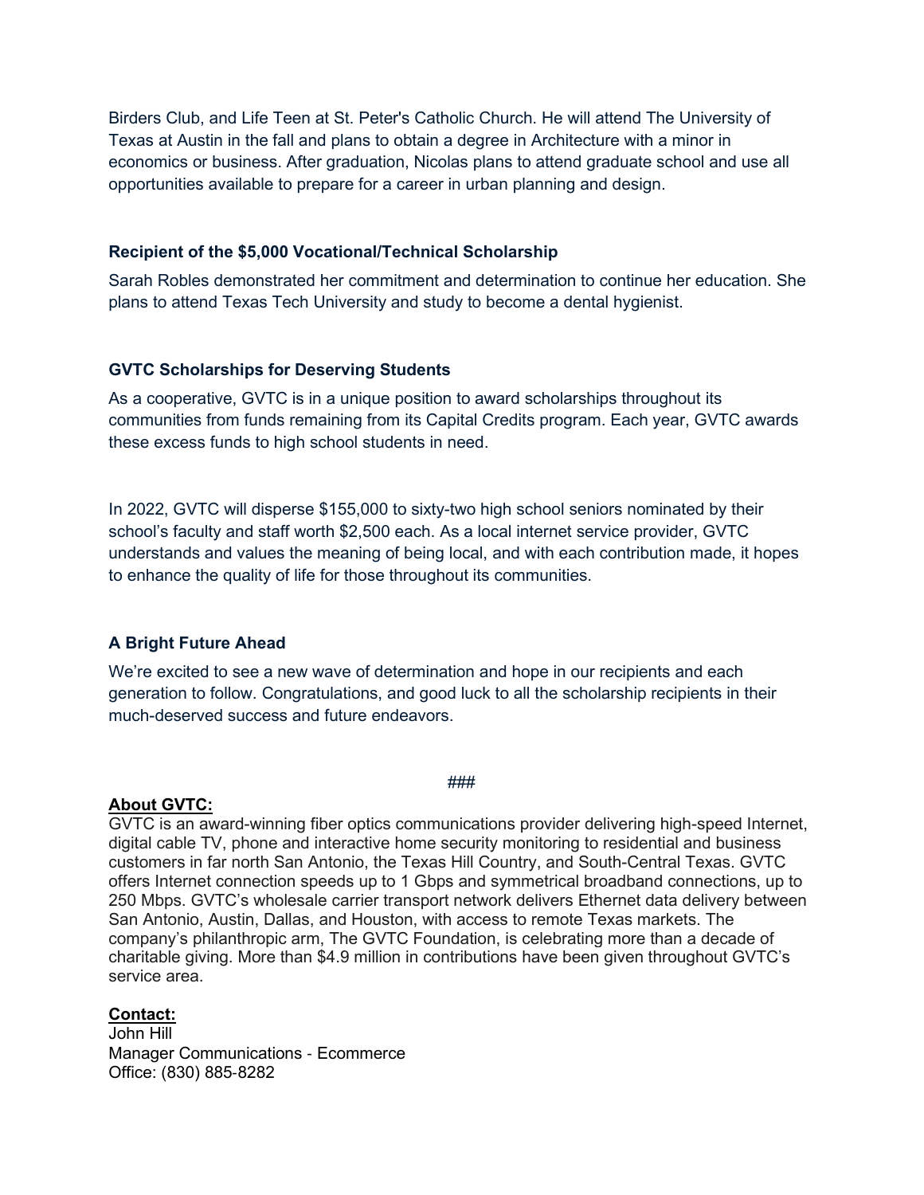Birders Club, and Life Teen at St. Peter's Catholic Church. He will attend The University of Texas at Austin in the fall and plans to obtain a degree in Architecture with a minor in economics or business. After graduation, Nicolas plans to attend graduate school and use all opportunities available to prepare for a career in urban planning and design.

### Recipient of the $5,000 Vocational/Technical Scholarship

Sarah Robles demonstrated her commitment and determination to continue her education. She plans to attend Texas Tech University and study to become a dental hygienist.

### GVTC Scholarships for Deserving Students

As a cooperative, GVTC is in a unique position to award scholarships throughout its communities from funds remaining from its Capital Credits program. Each year, GVTC awards these excess funds to high school students in need.

In 2022, GVTC will disperse $155,000 to sixty-two high school seniors nominated by their school's faculty and staff worth $2,500 each. As a local internet service provider, GVTC understands and values the meaning of being local, and with each contribution made, it hopes to enhance the quality of life for those throughout its communities.

### A Bright Future Ahead

We're excited to see a new wave of determination and hope in our recipients and each generation to follow. Congratulations, and good luck to all the scholarship recipients in their much-deserved success and future endeavors.

###

**About GVTC:**
GVTC is an award-winning fiber optics communications provider delivering high-speed Internet, digital cable TV, phone and interactive home security monitoring to residential and business customers in far north San Antonio, the Texas Hill Country, and South-Central Texas. GVTC offers Internet connection speeds up to 1 Gbps and symmetrical broadband connections, up to 250 Mbps. GVTC's wholesale carrier transport network delivers Ethernet data delivery between San Antonio, Austin, Dallas, and Houston, with access to remote Texas markets. The company's philanthropic arm, The GVTC Foundation, is celebrating more than a decade of charitable giving. More than $4.9 million in contributions have been given throughout GVTC's service area.

**Contact:**
John Hill
Manager Communications - Ecommerce
Office: (830) 885-8282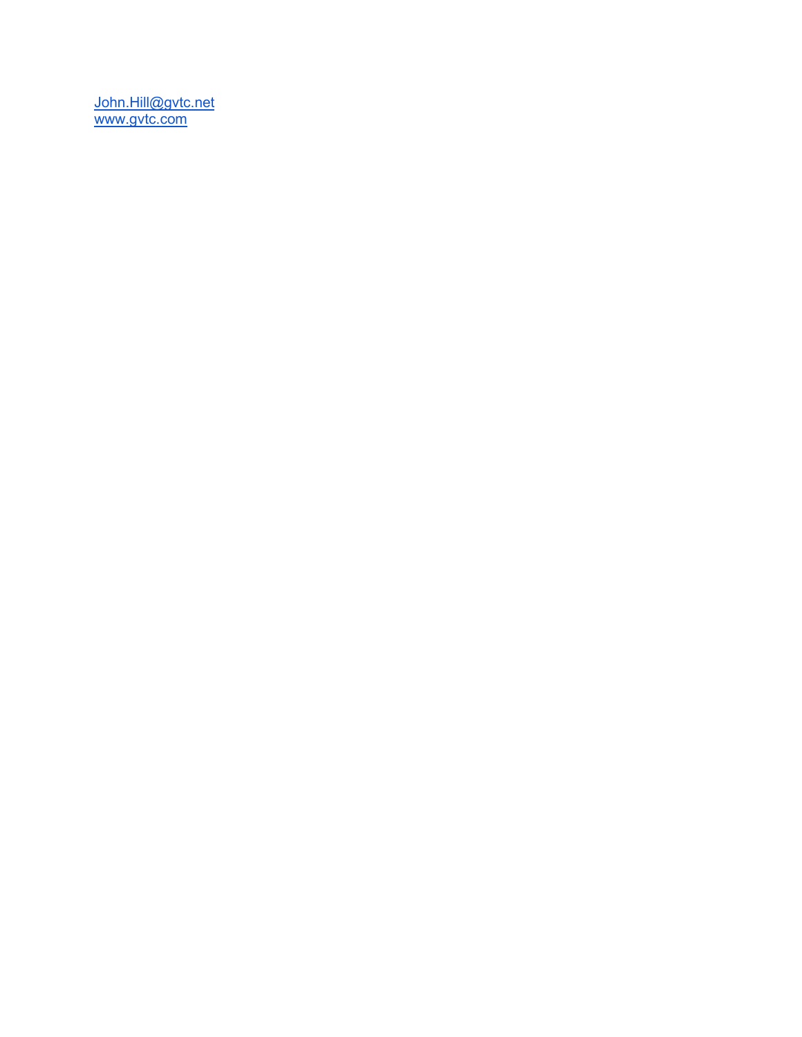John.Hill@gvtc.net
www.gvtc.com